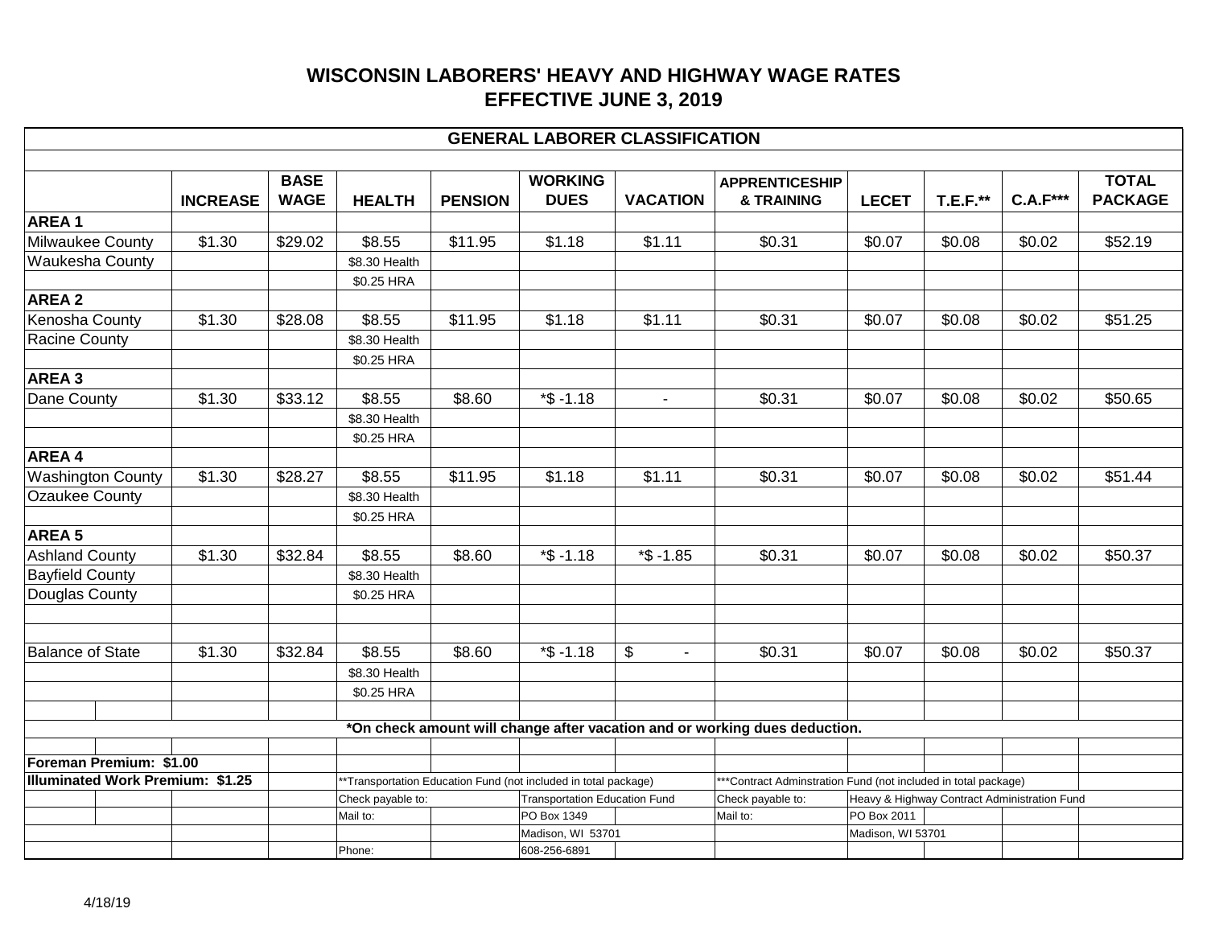# WISCONSIN LABORERS' HEAVY AND HIGHWAY WAGE RATES
## EFFECTIVE JUNE 3, 2019

**GENERAL LABORER CLASSIFICATION**

| | INCREASE | BASE WAGE | HEALTH | PENSION | WORKING DUES | VACATION | APPRENTICESHIP & TRAINING | LECET | T.E.F.** | C.A.F*** | TOTAL PACKAGE |
|---|---|---|---|---|---|---|---|---|---|---|---|
| **AREA 1** | | | | | | | | | | | |
| Milwaukee County | $1.30 | $29.02 | $8.55 | $11.95 | $1.18 | $1.11 | $0.31 | $0.07 | $0.08 | $0.02 | $52.19 |
| Waukesha County | | | $8.30 Health | | | | | | | | |
| | | | $0.25 HRA | | | | | | | | |
| **AREA 2** | | | | | | | | | | | |
| Kenosha County | $1.30 | $28.08 | $8.55 | $11.95 | $1.18 | $1.11 | $0.31 | $0.07 | $0.08 | $0.02 | $51.25 |
| Racine County | | | $8.30 Health | | | | | | | | |
| | | | $0.25 HRA | | | | | | | | |
| **AREA 3** | | | | | | | | | | | |
| Dane County | $1.30 | $33.12 | $8.55 | $8.60 | *$ -1.18 | - | $0.31 | $0.07 | $0.08 | $0.02 | $50.65 |
| | | | $8.30 Health | | | | | | | | |
| | | | $0.25 HRA | | | | | | | | |
| **AREA 4** | | | | | | | | | | | |
| Washington County | $1.30 | $28.27 | $8.55 | $11.95 | $1.18 | $1.11 | $0.31 | $0.07 | $0.08 | $0.02 | $51.44 |
| Ozaukee County | | | $8.30 Health | | | | | | | | |
| | | | $0.25 HRA | | | | | | | | |
| **AREA 5** | | | | | | | | | | | |
| Ashland County | $1.30 | $32.84 | $8.55 | $8.60 | *$ -1.18 | *$ -1.85 | $0.31 | $0.07 | $0.08 | $0.02 | $50.37 |
| Bayfield County | | | $8.30 Health | | | | | | | | |
| Douglas County | | | $0.25 HRA | | | | | | | | |
| | | | | | | | | | | | |
| | | | | | | | | | | | |
| Balance of State | $1.30 | $32.84 | $8.55 | $8.60 | *$ -1.18 | $ - | $0.31 | $0.07 | $0.08 | $0.02 | $50.37 |
| | | | $8.30 Health | | | | | | | | |
| | | | $0.25 HRA | | | | | | | | |

***On check amount will change after vacation and or working dues deduction.**

**Foreman Premium: $1.00**

**Illuminated Work Premium: $1.25**

**Transportation Education Fund (not included in total package)
Check payable to: Transportation Education Fund
Mail to: PO Box 1349
Madison, WI 53701
Phone: 608-256-6891

***Contract Adminstration Fund (not included in total package)
Check payable to: Heavy & Highway Contract Administration Fund
Mail to: PO Box 2011
Madison, WI 53701

4/18/19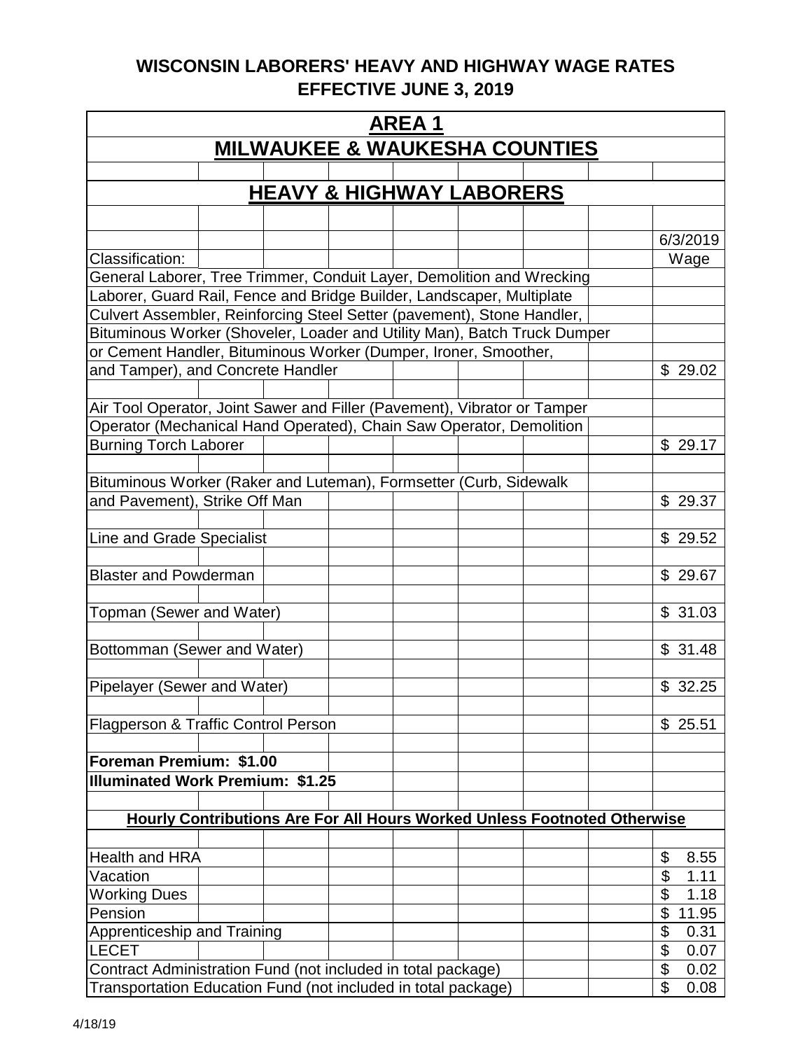# WISCONSIN LABORERS' HEAVY AND HIGHWAY WAGE RATES
# EFFECTIVE JUNE 3, 2019

## AREA 1
## MILWAUKEE & WAUKESHA COUNTIES

## HEAVY & HIGHWAY LABORERS

| Classification: | 6/3/2019 Wage |
|---|---|
| General Laborer, Tree Trimmer, Conduit Layer, Demolition and Wrecking Laborer, Guard Rail, Fence and Bridge Builder, Landscaper, Multiplate Culvert Assembler, Reinforcing Steel Setter (pavement), Stone Handler, Bituminous Worker (Shoveler, Loader and Utility Man), Batch Truck Dumper or Cement Handler, Bituminous Worker (Dumper, Ironer, Smoother, and Tamper), and Concrete Handler | $ 29.02 |
| Air Tool Operator, Joint Sawer and Filler (Pavement), Vibrator or Tamper Operator (Mechanical Hand Operated), Chain Saw Operator, Demolition Burning Torch Laborer | $ 29.17 |
| Bituminous Worker (Raker and Luteman), Formsetter (Curb, Sidewalk and Pavement), Strike Off Man | $ 29.37 |
| Line and Grade Specialist | $ 29.52 |
| Blaster and Powderman | $ 29.67 |
| Topman (Sewer and Water) | $ 31.03 |
| Bottomman (Sewer and Water) | $ 31.48 |
| Pipelayer (Sewer and Water) | $ 32.25 |
| Flagperson & Traffic Control Person | $ 25.51 |

**Foreman Premium: $1.00**

**Illuminated Work Premium: $1.25**

**Hourly Contributions Are For All Hours Worked Unless Footnoted Otherwise**

| Contribution | Amount |
|---|---|
| Health and HRA | $ 8.55 |
| Vacation | $ 1.11 |
| Working Dues | $ 1.18 |
| Pension | $ 11.95 |
| Apprenticeship and Training | $ 0.31 |
| LECET | $ 0.07 |
| Contract Administration Fund (not included in total package) | $ 0.02 |
| Transportation Education Fund (not included in total package) | $ 0.08 |

4/18/19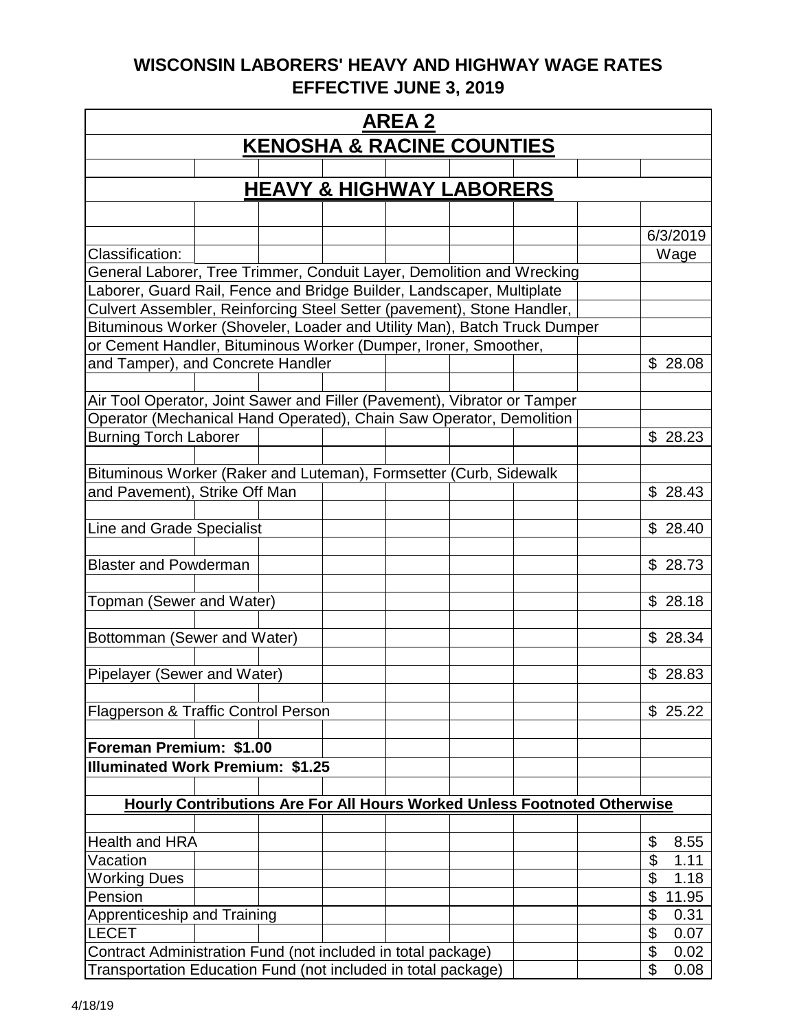# WISCONSIN LABORERS' HEAVY AND HIGHWAY WAGE RATES
## EFFECTIVE JUNE 3, 2019

## AREA 2

## KENOSHA & RACINE COUNTIES

## HEAVY & HIGHWAY LABORERS

| Classification: | 6/3/2019 Wage |
|---|---|
| General Laborer, Tree Trimmer, Conduit Layer, Demolition and Wrecking Laborer, Guard Rail, Fence and Bridge Builder, Landscaper, Multiplate Culvert Assembler, Reinforcing Steel Setter (pavement), Stone Handler, Bituminous Worker (Shoveler, Loader and Utility Man), Batch Truck Dumper or Cement Handler, Bituminous Worker (Dumper, Ironer, Smoother, and Tamper), and Concrete Handler | $ 28.08 |
| Air Tool Operator, Joint Sawer and Filler (Pavement), Vibrator or Tamper Operator (Mechanical Hand Operated), Chain Saw Operator, Demolition Burning Torch Laborer | $ 28.23 |
| Bituminous Worker (Raker and Luteman), Formsetter (Curb, Sidewalk and Pavement), Strike Off Man | $ 28.43 |
| Line and Grade Specialist | $ 28.40 |
| Blaster and Powderman | $ 28.73 |
| Topman (Sewer and Water) | $ 28.18 |
| Bottomman (Sewer and Water) | $ 28.34 |
| Pipelayer (Sewer and Water) | $ 28.83 |
| Flagperson & Traffic Control Person | $ 25.22 |

**Foreman Premium: $1.00**

**Illuminated Work Premium: $1.25**

**Hourly Contributions Are For All Hours Worked Unless Footnoted Otherwise**

| Contribution | Amount |
|---|---|
| Health and HRA | $ 8.55 |
| Vacation | $ 1.11 |
| Working Dues | $ 1.18 |
| Pension | $ 11.95 |
| Apprenticeship and Training | $ 0.31 |
| LECET | $ 0.07 |
| Contract Administration Fund (not included in total package) | $ 0.02 |
| Transportation Education Fund (not included in total package) | $ 0.08 |

4/18/19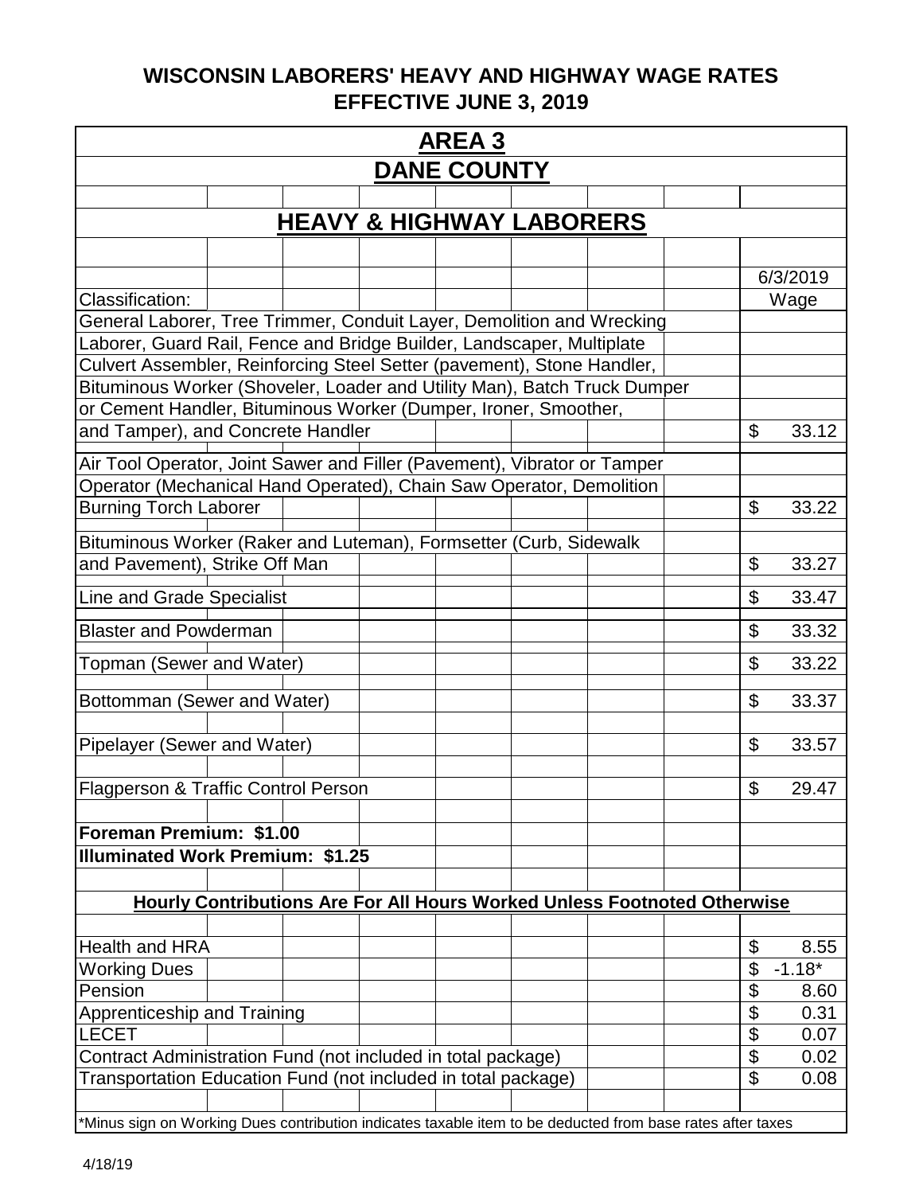# WISCONSIN LABORERS' HEAVY AND HIGHWAY WAGE RATES
# EFFECTIVE JUNE 3, 2019

## AREA 3
## DANE COUNTY

## HEAVY & HIGHWAY LABORERS

| Classification: | 6/3/2019 Wage |
|---|---|
| General Laborer, Tree Trimmer, Conduit Layer, Demolition and Wrecking Laborer, Guard Rail, Fence and Bridge Builder, Landscaper, Multiplate Culvert Assembler, Reinforcing Steel Setter (pavement), Stone Handler, Bituminous Worker (Shoveler, Loader and Utility Man), Batch Truck Dumper or Cement Handler, Bituminous Worker (Dumper, Ironer, Smoother, and Tamper), and Concrete Handler | $ 33.12 |
| Air Tool Operator, Joint Sawer and Filler (Pavement), Vibrator or Tamper Operator (Mechanical Hand Operated), Chain Saw Operator, Demolition Burning Torch Laborer | $ 33.22 |
| Bituminous Worker (Raker and Luteman), Formsetter (Curb, Sidewalk and Pavement), Strike Off Man | $ 33.27 |
| Line and Grade Specialist | $ 33.47 |
| Blaster and Powderman | $ 33.32 |
| Topman (Sewer and Water) | $ 33.22 |
| Bottomman (Sewer and Water) | $ 33.37 |
| Pipelayer (Sewer and Water) | $ 33.57 |
| Flagperson & Traffic Control Person | $ 29.47 |

**Foreman Premium: $1.00**

**Illuminated Work Premium: $1.25**

**Hourly Contributions Are For All Hours Worked Unless Footnoted Otherwise**

| Contribution | Amount |
|---|---|
| Health and HRA | $ 8.55 |
| Working Dues | $ -1.18* |
| Pension | $ 8.60 |
| Apprenticeship and Training | $ 0.31 |
| LECET | $ 0.07 |
| Contract Administration Fund (not included in total package) | $ 0.02 |
| Transportation Education Fund (not included in total package) | $ 0.08 |

*Minus sign on Working Dues contribution indicates taxable item to be deducted from base rates after taxes

4/18/19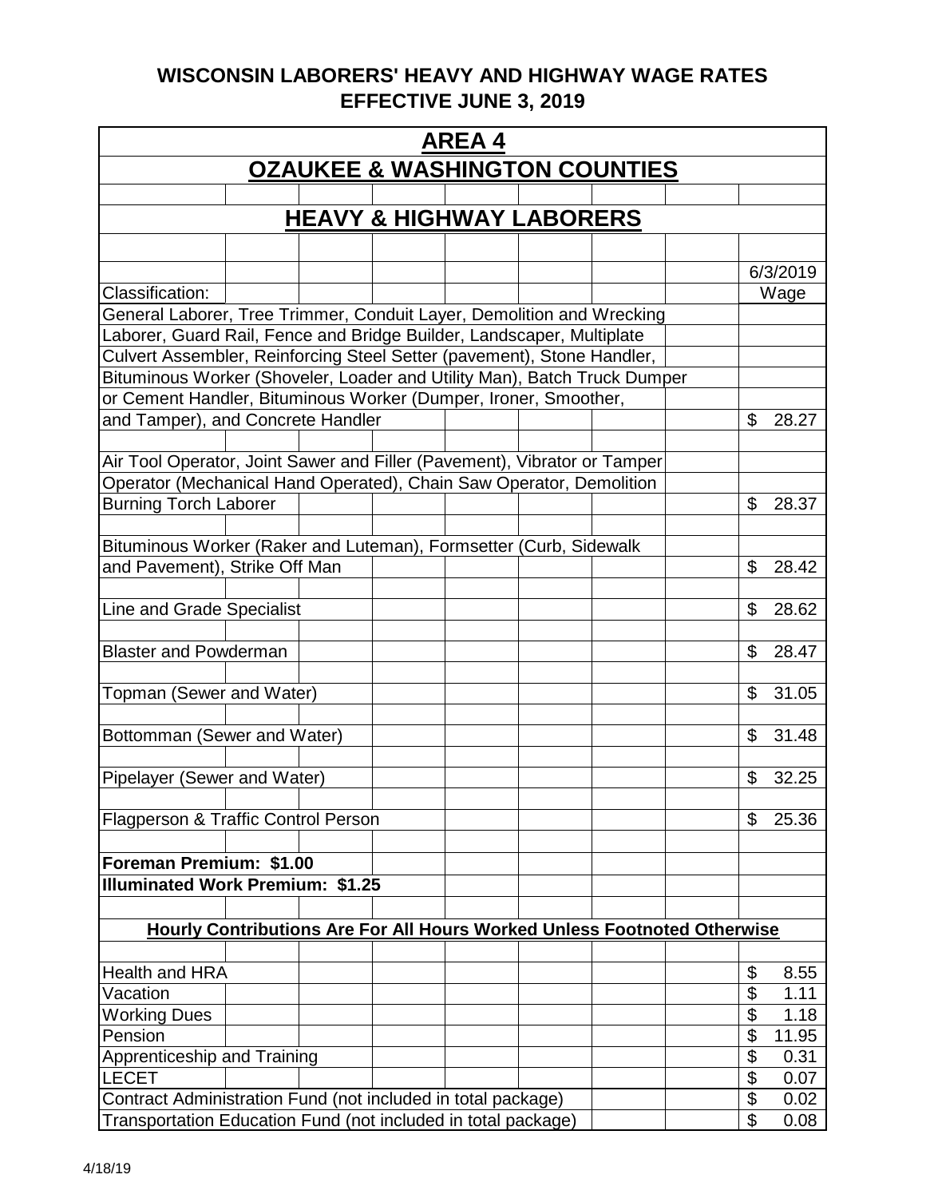# WISCONSIN LABORERS' HEAVY AND HIGHWAY WAGE RATES
# EFFECTIVE JUNE 3, 2019

## AREA 4
## OZAUKEE & WASHINGTON COUNTIES

## HEAVY & HIGHWAY LABORERS

| Classification: | 6/3/2019 Wage |
|---|---|
| General Laborer, Tree Trimmer, Conduit Layer, Demolition and Wrecking Laborer, Guard Rail, Fence and Bridge Builder, Landscaper, Multiplate Culvert Assembler, Reinforcing Steel Setter (pavement), Stone Handler, Bituminous Worker (Shoveler, Loader and Utility Man), Batch Truck Dumper or Cement Handler, Bituminous Worker (Dumper, Ironer, Smoother, and Tamper), and Concrete Handler | $ 28.27 |
| Air Tool Operator, Joint Sawer and Filler (Pavement), Vibrator or Tamper Operator (Mechanical Hand Operated), Chain Saw Operator, Demolition Burning Torch Laborer | $ 28.37 |
| Bituminous Worker (Raker and Luteman), Formsetter (Curb, Sidewalk and Pavement), Strike Off Man | $ 28.42 |
| Line and Grade Specialist | $ 28.62 |
| Blaster and Powderman | $ 28.47 |
| Topman (Sewer and Water) | $ 31.05 |
| Bottomman (Sewer and Water) | $ 31.48 |
| Pipelayer (Sewer and Water) | $ 32.25 |
| Flagperson & Traffic Control Person | $ 25.36 |
| **Foreman Premium: $1.00** | |
| **Illuminated Work Premium: $1.25** | |

**Hourly Contributions Are For All Hours Worked Unless Footnoted Otherwise**

| Contribution | Amount |
|---|---|
| Health and HRA | $ 8.55 |
| Vacation | $ 1.11 |
| Working Dues | $ 1.18 |
| Pension | $ 11.95 |
| Apprenticeship and Training | $ 0.31 |
| LECET | $ 0.07 |
| Contract Administration Fund (not included in total package) | $ 0.02 |
| Transportation Education Fund (not included in total package) | $ 0.08 |

4/18/19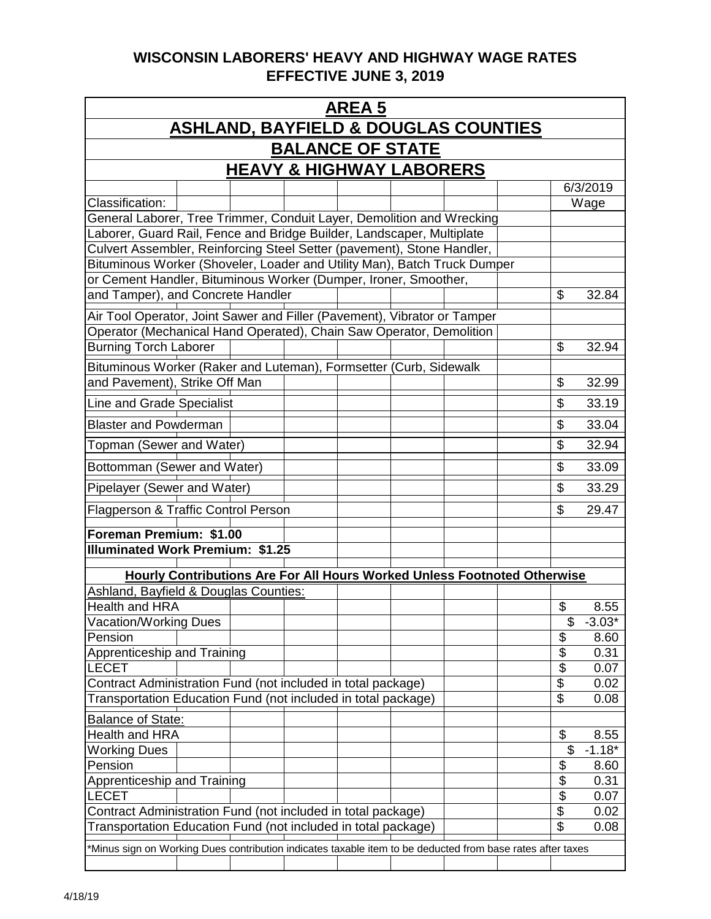# WISCONSIN LABORERS' HEAVY AND HIGHWAY WAGE RATES
# EFFECTIVE JUNE 3, 2019

## AREA 5
## ASHLAND, BAYFIELD & DOUGLAS COUNTIES
## BALANCE OF STATE
## HEAVY & HIGHWAY LABORERS

| Classification: | 6/3/2019 Wage |
|---|---|
| General Laborer, Tree Trimmer, Conduit Layer, Demolition and Wrecking Laborer, Guard Rail, Fence and Bridge Builder, Landscaper, Multiplate Culvert Assembler, Reinforcing Steel Setter (pavement), Stone Handler, Bituminous Worker (Shoveler, Loader and Utility Man), Batch Truck Dumper or Cement Handler, Bituminous Worker (Dumper, Ironer, Smoother, and Tamper), and Concrete Handler | $ 32.84 |
| Air Tool Operator, Joint Sawer and Filler (Pavement), Vibrator or Tamper Operator (Mechanical Hand Operated), Chain Saw Operator, Demolition Burning Torch Laborer | $ 32.94 |
| Bituminous Worker (Raker and Luteman), Formsetter (Curb, Sidewalk and Pavement), Strike Off Man | $ 32.99 |
| Line and Grade Specialist | $ 33.19 |
| Blaster and Powderman | $ 33.04 |
| Topman (Sewer and Water) | $ 32.94 |
| Bottomman (Sewer and Water) | $ 33.09 |
| Pipelayer (Sewer and Water) | $ 33.29 |
| Flagperson & Traffic Control Person | $ 29.47 |
| **Foreman Premium: $1.00** | |
| **Illuminated Work Premium: $1.25** | |

**Hourly Contributions Are For All Hours Worked Unless Footnoted Otherwise**

| Ashland, Bayfield & Douglas Counties: | |
|---|---|
| Health and HRA | $ 8.55 |
| Vacation/Working Dues | $ -3.03* |
| Pension | $ 8.60 |
| Apprenticeship and Training | $ 0.31 |
| LECET | $ 0.07 |
| Contract Administration Fund (not included in total package) | $ 0.02 |
| Transportation Education Fund (not included in total package) | $ 0.08 |

| Balance of State: | |
|---|---|
| Health and HRA | $ 8.55 |
| Working Dues | $ -1.18* |
| Pension | $ 8.60 |
| Apprenticeship and Training | $ 0.31 |
| LECET | $ 0.07 |
| Contract Administration Fund (not included in total package) | $ 0.02 |
| Transportation Education Fund (not included in total package) | $ 0.08 |

*Minus sign on Working Dues contribution indicates taxable item to be deducted from base rates after taxes

4/18/19